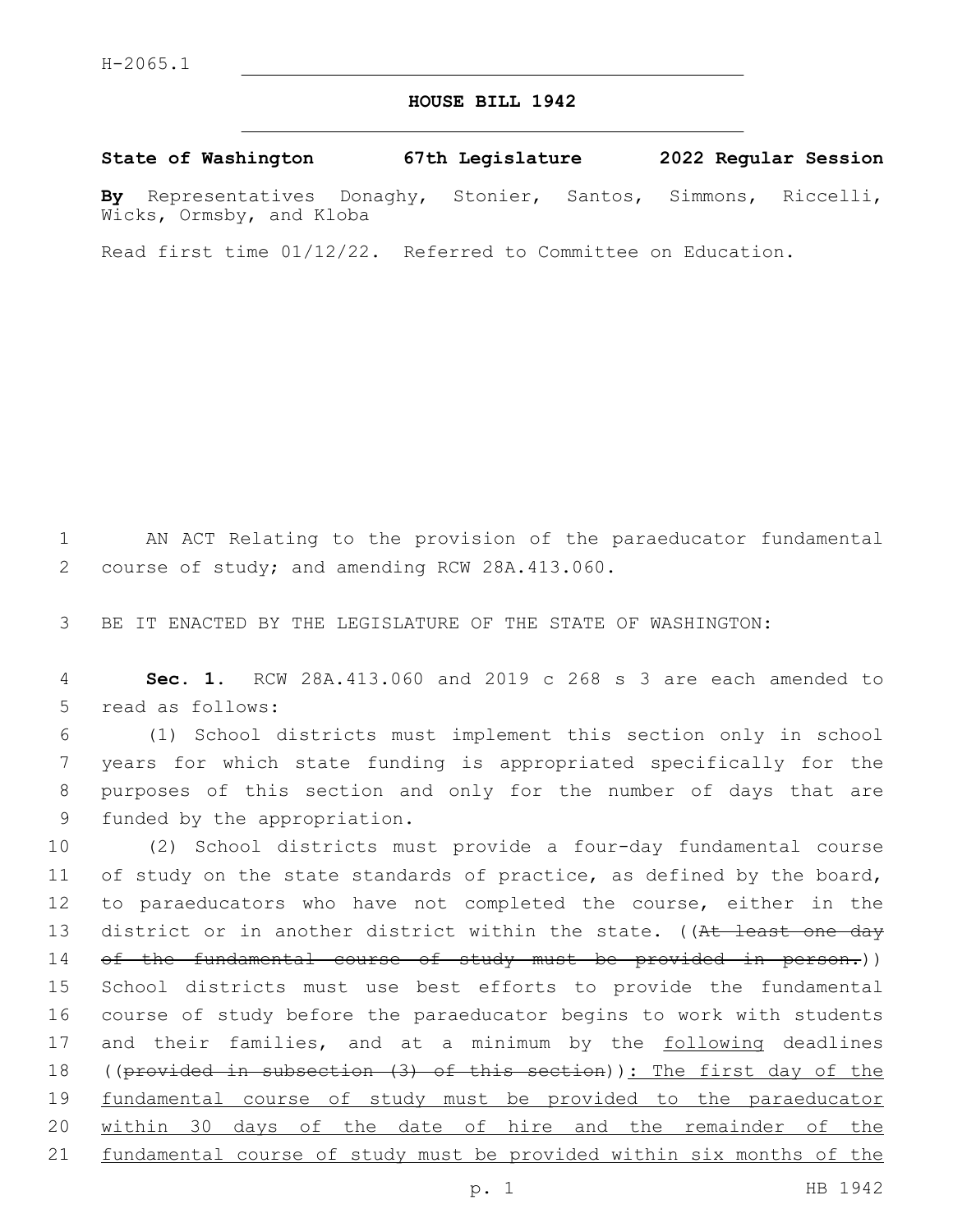H-2065.1

# HOUSE BILL 1942

**State of Washington 67th Legislature 2022 Regular Session**

**By** Representatives Donaghy, Stonier, Santos, Simmons, Riccelli, Wicks, Ormsby, and Kloba

Read first time 01/12/22. Referred to Committee on Education.

AN ACT Relating to the provision of the paraeducator fundamental course of study; and amending RCW 28A.413.060.

BE IT ENACTED BY THE LEGISLATURE OF THE STATE OF WASHINGTON:

**Sec. 1.** RCW 28A.413.060 and 2019 c 268 s 3 are each amended to read as follows:

(1) School districts must implement this section only in school years for which state funding is appropriated specifically for the purposes of this section and only for the number of days that are funded by the appropriation.

(2) School districts must provide a four-day fundamental course of study on the state standards of practice, as defined by the board, to paraeducators who have not completed the course, either in the district or in another district within the state. ((~~At least one day of the fundamental course of study must be provided in person.~~)) School districts must use best efforts to provide the fundamental course of study before the paraeducator begins to work with students and their families, and at a minimum by the <u>following</u> deadlines ((~~provided in subsection (3) of this section~~))<u>: The first day of the fundamental course of study must be provided to the paraeducator within 30 days of the date of hire and the remainder of the fundamental course of study must be provided within six months of the</u>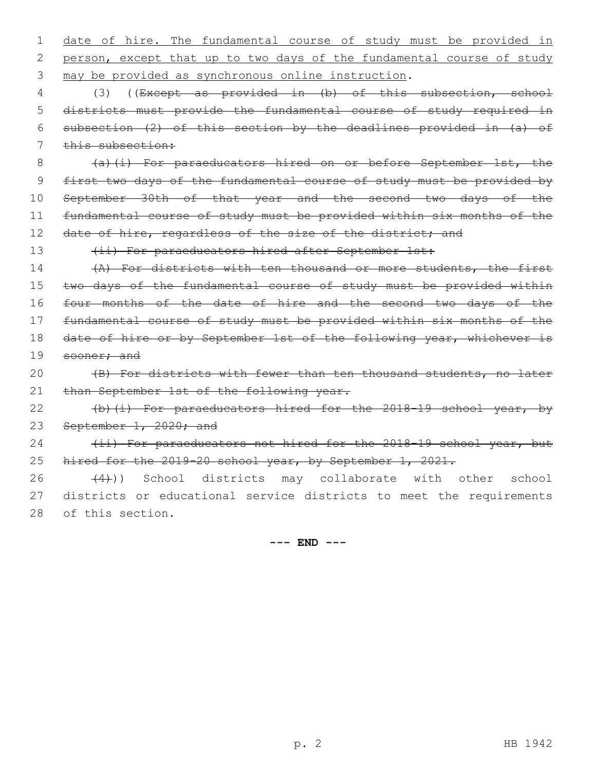date of hire. The fundamental course of study must be provided in person, except that up to two days of the fundamental course of study may be provided as synchronous online instruction.

(3) ((~~Except as provided in (b) of this subsection, school districts must provide the fundamental course of study required in subsection (2) of this section by the deadlines provided in (a) of this subsection:~~

~~(a)(i) For paraeducators hired on or before September 1st, the first two days of the fundamental course of study must be provided by September 30th of that year and the second two days of the fundamental course of study must be provided within six months of the date of hire, regardless of the size of the district; and~~

~~(ii) For paraeducators hired after September 1st:~~

~~(A) For districts with ten thousand or more students, the first two days of the fundamental course of study must be provided within four months of the date of hire and the second two days of the fundamental course of study must be provided within six months of the date of hire or by September 1st of the following year, whichever is sooner; and~~

~~(B) For districts with fewer than ten thousand students, no later than September 1st of the following year.~~

~~(b)(i) For paraeducators hired for the 2018-19 school year, by September 1, 2020; and~~

~~(ii) For paraeducators not hired for the 2018-19 school year, but hired for the 2019-20 school year, by September 1, 2021.~~

~~(4)~~)) School districts may collaborate with other school districts or educational service districts to meet the requirements of this section.

--- END ---